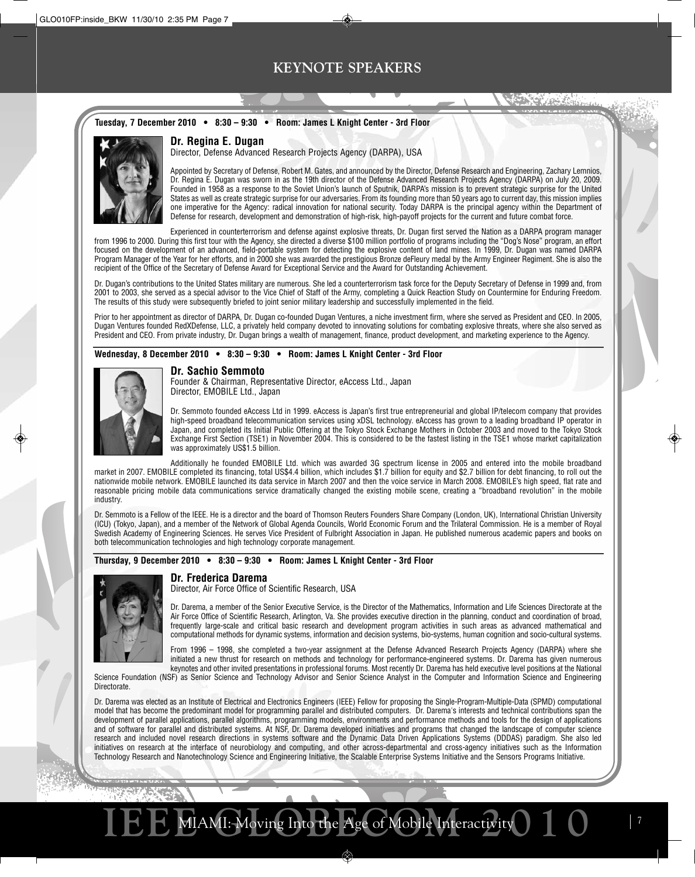# KEYNOTE SPEAKERS

**Tuesday, 7 December 2010 • 8:30 – 9:30 • Room: James L Knight Center - 3rd Floor**

## Dr. Regina E. Dugan

Director, Defense Advanced Research Projects Agency (DARPA), USA

Appointed by Secretary of Defense, Robert M. Gates, and announced by the Director, Defense Research and Engineering, Zachary Lemnios, Dr. Regina E. Dugan was sworn in as the 19th director of the Defense Advanced Research Projects Agency (DARPA) on July 20, 2009. Founded in 1958 as a response to the Soviet Union's launch of Sputnik, DARPA's mission is to prevent strategic surprise for the United States as well as create strategic surprise for our adversaries. From its founding more than 50 years ago to current day, this mission implies one imperative for the Agency: radical innovation for national security. Today DARPA is the principal agency within the Department of Defense for research, development and demonstration of high-risk, high-payoff projects for the current and future combat force.

Experienced in counterterrorism and defense against explosive threats, Dr. Dugan first served the Nation as a DARPA program manager from 1996 to 2000. During this first tour with the Agency, she directed a diverse $100 million portfolio of programs including the "Dog's Nose" program, an effort focused on the development of an advanced, field-portable system for detecting the explosive content of land mines. In 1999, Dr. Dugan was named DARPA Program Manager of the Year for her efforts, and in 2000 she was awarded the prestigious Bronze deFleury medal by the Army Engineer Regiment. She is also the recipient of the Office of the Secretary of Defense Award for Exceptional Service and the Award for Outstanding Achievement.

Dr. Dugan's contributions to the United States military are numerous. She led a counterterrorism task force for the Deputy Secretary of Defense in 1999 and, from 2001 to 2003, she served as a special advisor to the Vice Chief of Staff of the Army, completing a Quick Reaction Study on Countermine for Enduring Freedom. The results of this study were subsequently briefed to joint senior military leadership and successfully implemented in the field.

Prior to her appointment as director of DARPA, Dr. Dugan co-founded Dugan Ventures, a niche investment firm, where she served as President and CEO. In 2005, Dugan Ventures founded RedXDefense, LLC, a privately held company devoted to innovating solutions for combating explosive threats, where she also served as President and CEO. From private industry, Dr. Dugan brings a wealth of management, finance, product development, and marketing experience to the Agency.

**Wednesday, 8 December 2010 • 8:30 – 9:30 • Room: James L Knight Center - 3rd Floor**

## Dr. Sachio Semmoto

Founder & Chairman, Representative Director, eAccess Ltd., Japan
Director, EMOBILE Ltd., Japan

Dr. Semmoto founded eAccess Ltd in 1999. eAccess is Japan's first true entrepreneurial and global IP/telecom company that provides high-speed broadband telecommunication services using xDSL technology. eAccess has grown to a leading broadband IP operator in Japan, and completed its Initial Public Offering at the Tokyo Stock Exchange Mothers in October 2003 and moved to the Tokyo Stock Exchange First Section (TSE1) in November 2004. This is considered to be the fastest listing in the TSE1 whose market capitalization was approximately US$1.5 billion.

Additionally he founded EMOBILE Ltd. which was awarded 3G spectrum license in 2005 and entered into the mobile broadband market in 2007. EMOBILE completed its financing, total US$4.4 billion, which includes $1.7 billion for equity and $2.7 billion for debt financing, to roll out the nationwide mobile network. EMOBILE launched its data service in March 2007 and then the voice service in March 2008. EMOBILE's high speed, flat rate and reasonable pricing mobile data communications service dramatically changed the existing mobile scene, creating a "broadband revolution" in the mobile industry.

Dr. Semmoto is a Fellow of the IEEE. He is a director and the board of Thomson Reuters Founders Share Company (London, UK), International Christian University (ICU) (Tokyo, Japan), and a member of the Network of Global Agenda Councils, World Economic Forum and the Trilateral Commission. He is a member of Royal Swedish Academy of Engineering Sciences. He serves Vice President of Fulbright Association in Japan. He published numerous academic papers and books on both telecommunication technologies and high technology corporate management.

**Thursday, 9 December 2010 • 8:30 – 9:30 • Room: James L Knight Center - 3rd Floor**

## Dr. Frederica Darema

Director, Air Force Office of Scientific Research, USA

Dr. Darema, a member of the Senior Executive Service, is the Director of the Mathematics, Information and Life Sciences Directorate at the Air Force Office of Scientific Research, Arlington, Va. She provides executive direction in the planning, conduct and coordination of broad, frequently large-scale and critical basic research and development program activities in such areas as advanced mathematical and computational methods for dynamic systems, information and decision systems, bio-systems, human cognition and socio-cultural systems.

From 1996 – 1998, she completed a two-year assignment at the Defense Advanced Research Projects Agency (DARPA) where she initiated a new thrust for research on methods and technology for performance-engineered systems. Dr. Darema has given numerous keynotes and other invited presentations in professional forums. Most recently Dr. Darema has held executive level positions at the National Science Foundation (NSF) as Senior Science and Technology Advisor and Senior Science Analyst in the Computer and Information Science and Engineering Directorate.

Dr. Darema was elected as an Institute of Electrical and Electronics Engineers (IEEE) Fellow for proposing the Single-Program-Multiple-Data (SPMD) computational model that has become the predominant model for programming parallel and distributed computers. Dr. Darema's interests and technical contributions span the development of parallel applications, parallel algorithms, programming models, environments and performance methods and tools for the design of applications and of software for parallel and distributed systems. At NSF, Dr. Darema developed initiatives and programs that changed the landscape of computer science research and included novel research directions in systems software and the Dynamic Data Driven Applications Systems (DDDAS) paradigm. She also led initiatives on research at the interface of neurobiology and computing, and other across-departmental and cross-agency initiatives such as the Information Technology Research and Nanotechnology Science and Engineering Initiative, the Scalable Enterprise Systems Initiative and the Sensors Programs Initiative.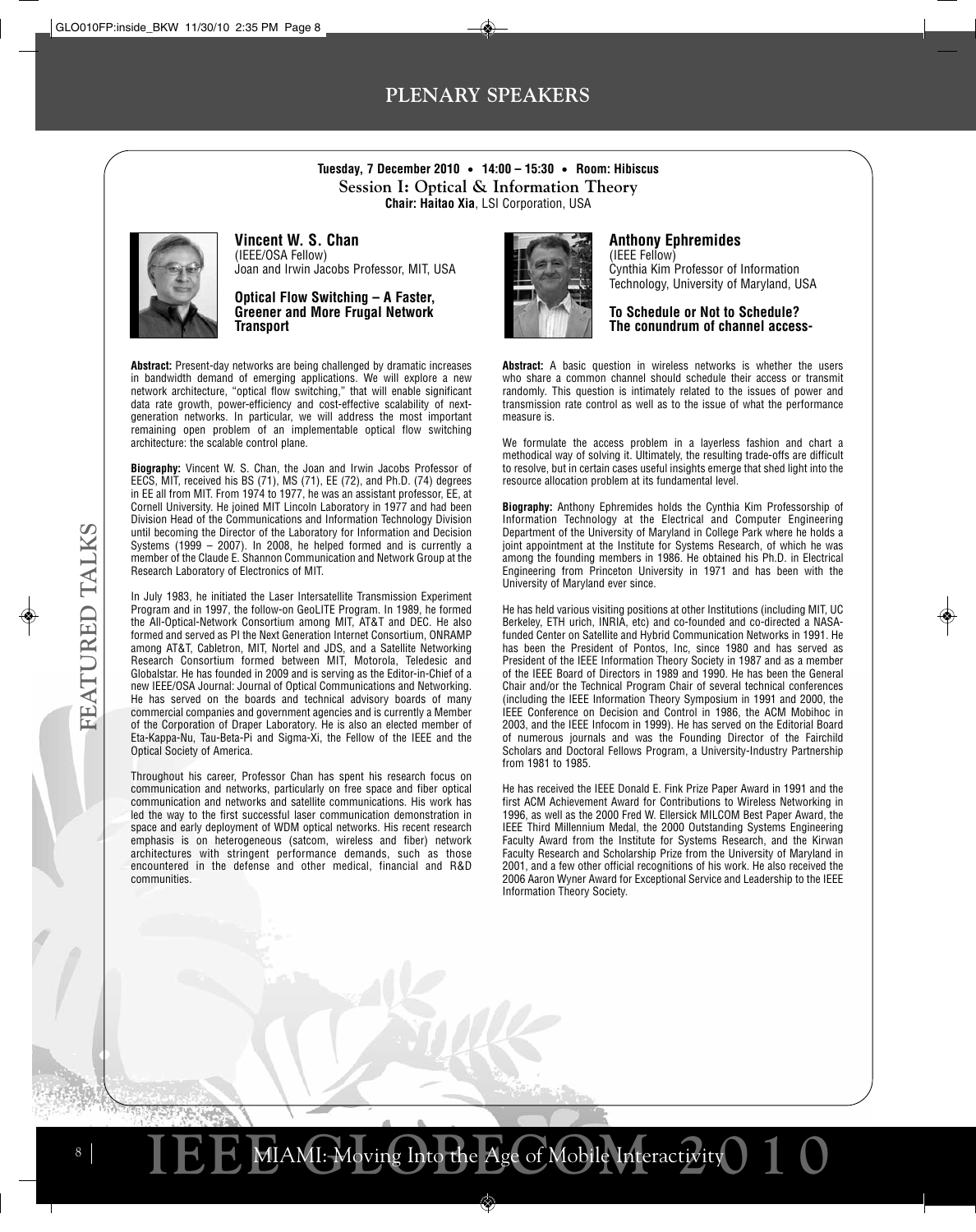# PLENARY SPEAKERS

**Tuesday, 7 December 2010 • 14:00 – 15:30 • Room: Hibiscus**

## Session I: Optical & Information Theory

**Chair: Haitao Xia**, LSI Corporation, USA

### Vincent W. S. Chan

(IEEE/OSA Fellow)
Joan and Irwin Jacobs Professor, MIT, USA

**Optical Flow Switching – A Faster, Greener and More Frugal Network Transport**

**Abstract:** Present-day networks are being challenged by dramatic increases in bandwidth demand of emerging applications. We will explore a new network architecture, "optical flow switching," that will enable significant data rate growth, power-efficiency and cost-effective scalability of next-generation networks. In particular, we will address the most important remaining open problem of an implementable optical flow switching architecture: the scalable control plane.

**Biography:** Vincent W. S. Chan, the Joan and Irwin Jacobs Professor of EECS, MIT, received his BS (71), MS (71), EE (72), and Ph.D. (74) degrees in EE all from MIT. From 1974 to 1977, he was an assistant professor, EE, at Cornell University. He joined MIT Lincoln Laboratory in 1977 and had been Division Head of the Communications and Information Technology Division until becoming the Director of the Laboratory for Information and Decision Systems (1999 – 2007). In 2008, he helped formed and is currently a member of the Claude E. Shannon Communication and Network Group at the Research Laboratory of Electronics of MIT.

In July 1983, he initiated the Laser Intersatellite Transmission Experiment Program and in 1997, the follow-on GeoLITE Program. In 1989, he formed the All-Optical-Network Consortium among MIT, AT&T and DEC. He also formed and served as PI the Next Generation Internet Consortium, ONRAMP among AT&T, Cabletron, MIT, Nortel and JDS, and a Satellite Networking Research Consortium formed between MIT, Motorola, Teledesic and Globalstar. He has founded in 2009 and is serving as the Editor-in-Chief of a new IEEE/OSA Journal: Journal of Optical Communications and Networking. He has served on the boards and technical advisory boards of many commercial companies and government agencies and is currently a Member of the Corporation of Draper Laboratory. He is also an elected member of Eta-Kappa-Nu, Tau-Beta-Pi and Sigma-Xi, the Fellow of the IEEE and the Optical Society of America.

Throughout his career, Professor Chan has spent his research focus on communication and networks, particularly on free space and fiber optical communication and networks and satellite communications. His work has led the way to the first successful laser communication demonstration in space and early deployment of WDM optical networks. His recent research emphasis is on heterogeneous (satcom, wireless and fiber) network architectures with stringent performance demands, such as those encountered in the defense and other medical, financial and R&D communities.

### Anthony Ephremides

(IEEE Fellow)
Cynthia Kim Professor of Information Technology, University of Maryland, USA

**To Schedule or Not to Schedule? The conundrum of channel access-**

**Abstract:** A basic question in wireless networks is whether the users who share a common channel should schedule their access or transmit randomly. This question is intimately related to the issues of power and transmission rate control as well as to the issue of what the performance measure is.

We formulate the access problem in a layerless fashion and chart a methodical way of solving it. Ultimately, the resulting trade-offs are difficult to resolve, but in certain cases useful insights emerge that shed light into the resource allocation problem at its fundamental level.

**Biography:** Anthony Ephremides holds the Cynthia Kim Professorship of Information Technology at the Electrical and Computer Engineering Department of the University of Maryland in College Park where he holds a joint appointment at the Institute for Systems Research, of which he was among the founding members in 1986. He obtained his Ph.D. in Electrical Engineering from Princeton University in 1971 and has been with the University of Maryland ever since.

He has held various visiting positions at other Institutions (including MIT, UC Berkeley, ETH urich, INRIA, etc) and co-founded and co-directed a NASA-funded Center on Satellite and Hybrid Communication Networks in 1991. He has been the President of Pontos, Inc, since 1980 and has served as President of the IEEE Information Theory Society in 1987 and as a member of the IEEE Board of Directors in 1989 and 1990. He has been the General Chair and/or the Technical Program Chair of several technical conferences (including the IEEE Information Theory Symposium in 1991 and 2000, the IEEE Conference on Decision and Control in 1986, the ACM Mobihoc in 2003, and the IEEE Infocom in 1999). He has served on the Editorial Board of numerous journals and was the Founding Director of the Fairchild Scholars and Doctoral Fellows Program, a University-Industry Partnership from 1981 to 1985.

He has received the IEEE Donald E. Fink Prize Paper Award in 1991 and the first ACM Achievement Award for Contributions to Wireless Networking in 1996, as well as the 2000 Fred W. Ellersick MILCOM Best Paper Award, the IEEE Third Millennium Medal, the 2000 Outstanding Systems Engineering Faculty Award from the Institute for Systems Research, and the Kirwan Faculty Research and Scholarship Prize from the University of Maryland in 2001, and a few other official recognitions of his work. He also received the 2006 Aaron Wyner Award for Exceptional Service and Leadership to the IEEE Information Theory Society.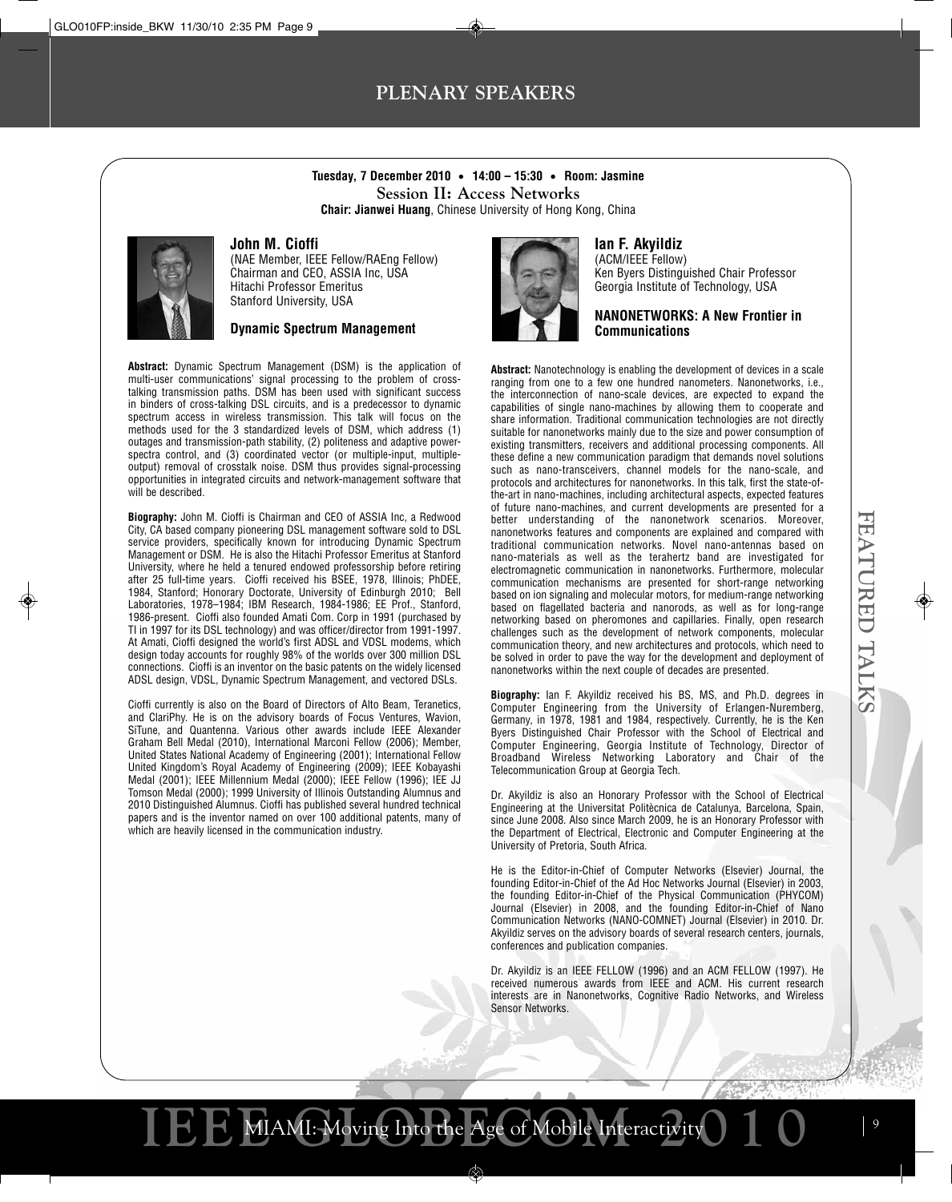# PLENARY SPEAKERS

**Tuesday, 7 December 2010 • 14:00 – 15:30 • Room: Jasmine**

## Session II: Access Networks

**Chair: Jianwei Huang**, Chinese University of Hong Kong, China

### John M. Cioffi

(NAE Member, IEEE Fellow/RAEng Fellow)
Chairman and CEO, ASSIA Inc, USA
Hitachi Professor Emeritus
Stanford University, USA

**Dynamic Spectrum Management**

**Abstract:** Dynamic Spectrum Management (DSM) is the application of multi-user communications' signal processing to the problem of cross-talking transmission paths. DSM has been used with significant success in binders of cross-talking DSL circuits, and is a predecessor to dynamic spectrum access in wireless transmission. This talk will focus on the methods used for the 3 standardized levels of DSM, which address (1) outages and transmission-path stability, (2) politeness and adaptive power-spectra control, and (3) coordinated vector (or multiple-input, multiple-output) removal of crosstalk noise. DSM thus provides signal-processing opportunities in integrated circuits and network-management software that will be described.

**Biography:** John M. Cioffi is Chairman and CEO of ASSIA Inc, a Redwood City, CA based company pioneering DSL management software sold to DSL service providers, specifically known for introducing Dynamic Spectrum Management or DSM. He is also the Hitachi Professor Emeritus at Stanford University, where he held a tenured endowed professorship before retiring after 25 full-time years. Cioffi received his BSEE, 1978, Illinois; PhDEE, 1984, Stanford; Honorary Doctorate, University of Edinburgh 2010; Bell Laboratories, 1978–1984; IBM Research, 1984-1986; EE Prof., Stanford, 1986-present. Cioffi also founded Amati Com. Corp in 1991 (purchased by TI in 1997 for its DSL technology) and was officer/director from 1991-1997. At Amati, Cioffi designed the world's first ADSL and VDSL modems, which design today accounts for roughly 98% of the worlds over 300 million DSL connections. Cioffi is an inventor on the basic patents on the widely licensed ADSL design, VDSL, Dynamic Spectrum Management, and vectored DSLs.

Cioffi currently is also on the Board of Directors of Alto Beam, Teranetics, and ClariPhy. He is on the advisory boards of Focus Ventures, Wavion, SiTune, and Quantenna. Various other awards include IEEE Alexander Graham Bell Medal (2010), International Marconi Fellow (2006); Member, United States National Academy of Engineering (2001); International Fellow United Kingdom's Royal Academy of Engineering (2009); IEEE Kobayashi Medal (2001); IEEE Millennium Medal (2000); IEEE Fellow (1996); IEE JJ Tomson Medal (2000); 1999 University of Illinois Outstanding Alumnus and 2010 Distinguished Alumnus. Cioffi has published several hundred technical papers and is the inventor named on over 100 additional patents, many of which are heavily licensed in the communication industry.

### Ian F. Akyildiz

(ACM/IEEE Fellow)
Ken Byers Distinguished Chair Professor
Georgia Institute of Technology, USA

**NANONETWORKS: A New Frontier in Communications**

**Abstract:** Nanotechnology is enabling the development of devices in a scale ranging from one to a few one hundred nanometers. Nanonetworks, i.e., the interconnection of nano-scale devices, are expected to expand the capabilities of single nano-machines by allowing them to cooperate and share information. Traditional communication technologies are not directly suitable for nanonetworks mainly due to the size and power consumption of existing transmitters, receivers and additional processing components. All these define a new communication paradigm that demands novel solutions such as nano-transceivers, channel models for the nano-scale, and protocols and architectures for nanonetworks. In this talk, first the state-of-the-art in nano-machines, including architectural aspects, expected features of future nano-machines, and current developments are presented for a better understanding of the nanonetwork scenarios. Moreover, nanonetworks features and components are explained and compared with traditional communication networks. Novel nano-antennas based on nano-materials as well as the terahertz band are investigated for electromagnetic communication in nanonetworks. Furthermore, molecular communication mechanisms are presented for short-range networking based on ion signaling and molecular motors, for medium-range networking based on flagellated bacteria and nanorods, as well as for long-range networking based on pheromones and capillaries. Finally, open research challenges such as the development of network components, molecular communication theory, and new architectures and protocols, which need to be solved in order to pave the way for the development and deployment of nanonetworks within the next couple of decades are presented.

**Biography:** Ian F. Akyildiz received his BS, MS, and Ph.D. degrees in Computer Engineering from the University of Erlangen-Nuremberg, Germany, in 1978, 1981 and 1984, respectively. Currently, he is the Ken Byers Distinguished Chair Professor with the School of Electrical and Computer Engineering, Georgia Institute of Technology, Director of Broadband Wireless Networking Laboratory and Chair of the Telecommunication Group at Georgia Tech.

Dr. Akyildiz is also an Honorary Professor with the School of Electrical Engineering at the Universitat Politècnica de Catalunya, Barcelona, Spain, since June 2008. Also since March 2009, he is an Honorary Professor with the Department of Electrical, Electronic and Computer Engineering at the University of Pretoria, South Africa.

He is the Editor-in-Chief of Computer Networks (Elsevier) Journal, the founding Editor-in-Chief of the Ad Hoc Networks Journal (Elsevier) in 2003, the founding Editor-in-Chief of the Physical Communication (PHYCOM) Journal (Elsevier) in 2008, and the founding Editor-in-Chief of Nano Communication Networks (NANO-COMNET) Journal (Elsevier) in 2010. Dr. Akyildiz serves on the advisory boards of several research centers, journals, conferences and publication companies.

Dr. Akyildiz is an IEEE FELLOW (1996) and an ACM FELLOW (1997). He received numerous awards from IEEE and ACM. His current research interests are in Nanonetworks, Cognitive Radio Networks, and Wireless Sensor Networks.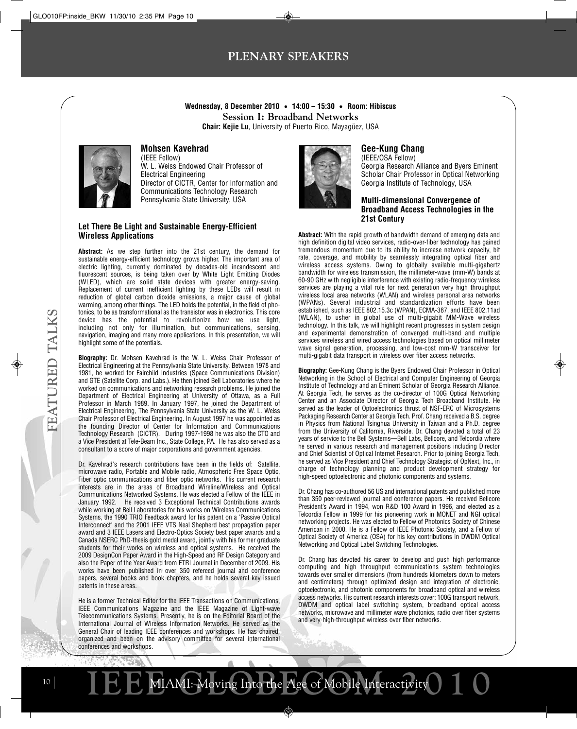# PLENARY SPEAKERS

**Wednesday, 8 December 2010 • 14:00 – 15:30 • Room: Hibiscus**

## Session I: Broadband Networks

**Chair: Kejie Lu**, University of Puerto Rico, Mayagüez, USA

### Mohsen Kavehrad

(IEEE Fellow)
W. L. Weiss Endowed Chair Professor of Electrical Engineering
Director of CICTR, Center for Information and Communications Technology Research
Pennsylvania State University, USA

#### Let There Be Light and Sustainable Energy-Efficient Wireless Applications

**Abstract:** As we step further into the 21st century, the demand for sustainable energy-efficient technology grows higher. The important area of electric lighting, currently dominated by decades-old incandescent and fluorescent sources, is being taken over by White Light Emitting Diodes (WLED), which are solid state devices with greater energy-saving. Replacement of current inefficient lighting by these LEDs will result in reduction of global carbon dioxide emissions, a major cause of global warming, among other things. The LED holds the potential, in the field of photonics, to be as transformational as the transistor was in electronics. This core device has the potential to revolutionize how we use light, including not only for illumination, but communications, sensing, navigation, imaging and many more applications. In this presentation, we will highlight some of the potentials.

**Biography:** Dr. Mohsen Kavehrad is the W. L. Weiss Chair Professor of Electrical Engineering at the Pennsylvania State University. Between 1978 and 1981, he worked for Fairchild Industries (Space Communications Division) and GTE (Satellite Corp. and Labs.). He then joined Bell Laboratories where he worked on communications and networking research problems. He joined the Department of Electrical Engineering at University of Ottawa, as a Full Professor in March 1989. In January 1997, he joined the Department of Electrical Engineering, The Pennsylvania State University as the W. L. Weiss Chair Professor of Electrical Engineering. In August 1997 he was appointed as the founding Director of Center for Information and Communications Technology Research (CICTR). During 1997-1998 he was also the CTO and a Vice President at Tele-Beam Inc., State College, PA. He has also served as a consultant to a score of major corporations and government agencies.

Dr. Kavehrad's research contributions have been in the fields of: Satellite, microwave radio, Portable and Mobile radio, Atmospheric Free Space Optic, Fiber optic communications and fiber optic networks. His current research interests are in the areas of Broadband Wireline/Wireless and Optical Communications Networked Systems. He was elected a Fellow of the IEEE in January 1992. He received 3 Exceptional Technical Contributions awards while working at Bell Laboratories for his works on Wireless Communications Systems, the 1990 TRIO Feedback award for his patent on a "Passive Optical Interconnect" and the 2001 IEEE VTS Neal Shepherd best propagation paper award and 3 IEEE Lasers and Electro-Optics Society best paper awards and a Canada NSERC PhD-thesis gold medal award, jointly with his former graduate students for their works on wireless and optical systems. He received the 2009 DesignCon Paper Award in the High-Speed and RF Design Category and also the Paper of the Year Award from ETRI Journal in December of 2009. His works have been published in over 350 refereed journal and conference papers, several books and book chapters, and he holds several key issued patents in these areas.

He is a former Technical Editor for the IEEE Transactions on Communications, IEEE Communications Magazine and the IEEE Magazine of Light-wave Telecommunications Systems. Presently, he is on the Editorial Board of the International Journal of Wireless Information Networks. He served as the General Chair of leading IEEE conferences and workshops. He has chaired, organized and been on the advisory committee for several international conferences and workshops.

### Gee-Kung Chang

(IEEE/OSA Fellow)
Georgia Research Alliance and Byers Eminent Scholar Chair Professor in Optical Networking
Georgia Institute of Technology, USA

#### Multi-dimensional Convergence of Broadband Access Technologies in the 21st Century

**Abstract:** With the rapid growth of bandwidth demand of emerging data and high definition digital video services, radio-over-fiber technology has gained tremendous momentum due to its ability to increase network capacity, bit rate, coverage, and mobility by seamlessly integrating optical fiber and wireless access systems. Owing to globally available multi-gigahertz bandwidth for wireless transmission, the millimeter-wave (mm-W) bands at 60-90 GHz with negligible interference with existing radio-frequency wireless services are playing a vital role for next generation very high throughput wireless local area networks (WLAN) and wireless personal area networks (WPANs). Several industrial and standardization efforts have been established, such as IEEE 802.15.3c (WPAN), ECMA-387, and IEEE 802.11ad (WLAN), to usher in global use of multi-gigabit MM-Wave wireless technology. In this talk, we will highlight recent progresses in system design and experimental demonstration of converged multi-band and multiple services wireless and wired access technologies based on optical millimeter wave signal generation, processing, and low-cost mm-W transceiver for multi-gigabit data transport in wireless over fiber access networks.

**Biography:** Gee-Kung Chang is the Byers Endowed Chair Professor in Optical Networking in the School of Electrical and Computer Engineering of Georgia Institute of Technology and an Eminent Scholar of Georgia Research Alliance. At Georgia Tech, he serves as the co-director of 100G Optical Networking Center and an Associate Director of Georgia Tech Broadband Institute. He served as the leader of Optoelectronics thrust of NSF-ERC of Microsystems Packaging Research Center at Georgia Tech. Prof. Chang received a B.S. degree in Physics from National Tsinghua University in Taiwan and a Ph.D. degree from the University of California, Riverside. Dr. Chang devoted a total of 23 years of service to the Bell Systems—Bell Labs, Bellcore, and Telcordia where he served in various research and management positions including Director and Chief Scientist of Optical Internet Research. Prior to joining Georgia Tech, he served as Vice President and Chief Technology Strategist of OpNext, Inc., in charge of technology planning and product development strategy for high-speed optoelectronic and photonic components and systems.

Dr. Chang has co-authored 56 US and international patents and published more than 350 peer-reviewed journal and conference papers. He received Bellcore President's Award in 1994, won R&D 100 Award in 1996, and elected as a Telcordia Fellow in 1999 for his pioneering work in MONET and NGI optical networking projects. He was elected to Fellow of Photonics Society of Chinese American in 2000. He is a Fellow of IEEE Photonic Society, and a Fellow of Optical Society of America (OSA) for his key contributions in DWDM Optical Networking and Optical Label Switching Technologies.

Dr. Chang has devoted his career to develop and push high performance computing and high throughput communications system technologies towards ever smaller dimensions (from hundreds kilometers down to meters and centimeters) through optimized design and integration of electronic, optoelectronic, and photonic components for broadband optical and wireless access networks. His current research interests cover: 100G transport network, DWDM and optical label switching system, broadband optical access networks, microwave and millimeter wave photonics, radio over fiber systems and very-high-throughput wireless over fiber networks.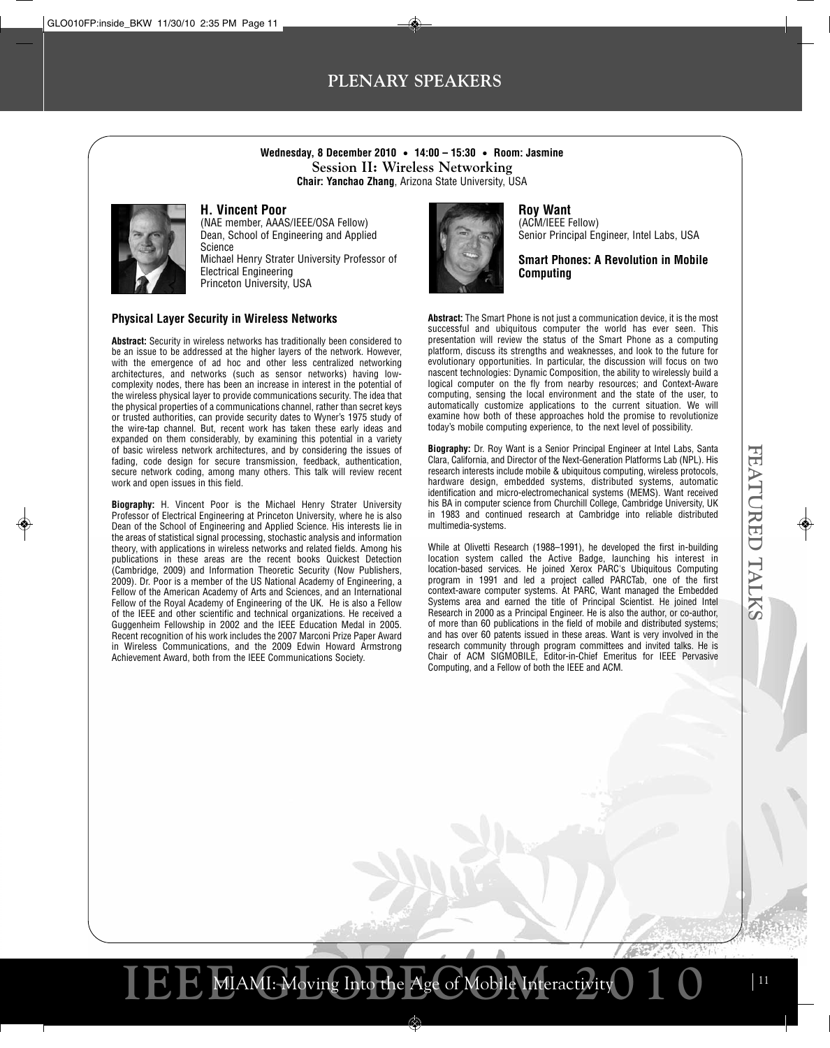# PLENARY SPEAKERS

**Wednesday, 8 December 2010 • 14:00 – 15:30 • Room: Jasmine**

## Session II: Wireless Networking

**Chair: Yanchao Zhang**, Arizona State University, USA

### H. Vincent Poor

(NAE member, AAAS/IEEE/OSA Fellow)
Dean, School of Engineering and Applied Science
Michael Henry Strater University Professor of Electrical Engineering
Princeton University, USA

#### Physical Layer Security in Wireless Networks

**Abstract:** Security in wireless networks has traditionally been considered to be an issue to be addressed at the higher layers of the network. However, with the emergence of ad hoc and other less centralized networking architectures, and networks (such as sensor networks) having low-complexity nodes, there has been an increase in interest in the potential of the wireless physical layer to provide communications security. The idea that the physical properties of a communications channel, rather than secret keys or trusted authorities, can provide security dates to Wyner's 1975 study of the wire-tap channel. But, recent work has taken these early ideas and expanded on them considerably, by examining this potential in a variety of basic wireless network architectures, and by considering the issues of fading, code design for secure transmission, feedback, authentication, secure network coding, among many others. This talk will review recent work and open issues in this field.

**Biography:** H. Vincent Poor is the Michael Henry Strater University Professor of Electrical Engineering at Princeton University, where he is also Dean of the School of Engineering and Applied Science. His interests lie in the areas of statistical signal processing, stochastic analysis and information theory, with applications in wireless networks and related fields. Among his publications in these areas are the recent books Quickest Detection (Cambridge, 2009) and Information Theoretic Security (Now Publishers, 2009). Dr. Poor is a member of the US National Academy of Engineering, a Fellow of the American Academy of Arts and Sciences, and an International Fellow of the Royal Academy of Engineering of the UK. He is also a Fellow of the IEEE and other scientific and technical organizations. He received a Guggenheim Fellowship in 2002 and the IEEE Education Medal in 2005. Recent recognition of his work includes the 2007 Marconi Prize Paper Award in Wireless Communications, and the 2009 Edwin Howard Armstrong Achievement Award, both from the IEEE Communications Society.

### Roy Want

(ACM/IEEE Fellow)
Senior Principal Engineer, Intel Labs, USA

#### Smart Phones: A Revolution in Mobile Computing

**Abstract:** The Smart Phone is not just a communication device, it is the most successful and ubiquitous computer the world has ever seen. This presentation will review the status of the Smart Phone as a computing platform, discuss its strengths and weaknesses, and look to the future for evolutionary opportunities. In particular, the discussion will focus on two nascent technologies: Dynamic Composition, the ability to wirelessly build a logical computer on the fly from nearby resources; and Context-Aware computing, sensing the local environment and the state of the user, to automatically customize applications to the current situation. We will examine how both of these approaches hold the promise to revolutionize today's mobile computing experience, to the next level of possibility.

**Biography:** Dr. Roy Want is a Senior Principal Engineer at Intel Labs, Santa Clara, California, and Director of the Next-Generation Platforms Lab (NPL). His research interests include mobile & ubiquitous computing, wireless protocols, hardware design, embedded systems, distributed systems, automatic identification and micro-electromechanical systems (MEMS). Want received his BA in computer science from Churchill College, Cambridge University, UK in 1983 and continued research at Cambridge into reliable distributed multimedia-systems.

While at Olivetti Research (1988–1991), he developed the first in-building location system called the Active Badge, launching his interest in location-based services. He joined Xerox PARC's Ubiquitous Computing program in 1991 and led a project called PARCTab, one of the first context-aware computer systems. At PARC, Want managed the Embedded Systems area and earned the title of Principal Scientist. He joined Intel Research in 2000 as a Principal Engineer. He is also the author, or co-author, of more than 60 publications in the field of mobile and distributed systems; and has over 60 patents issued in these areas. Want is very involved in the research community through program committees and invited talks. He is Chair of ACM SIGMOBILE, Editor-in-Chief Emeritus for IEEE Pervasive Computing, and a Fellow of both the IEEE and ACM.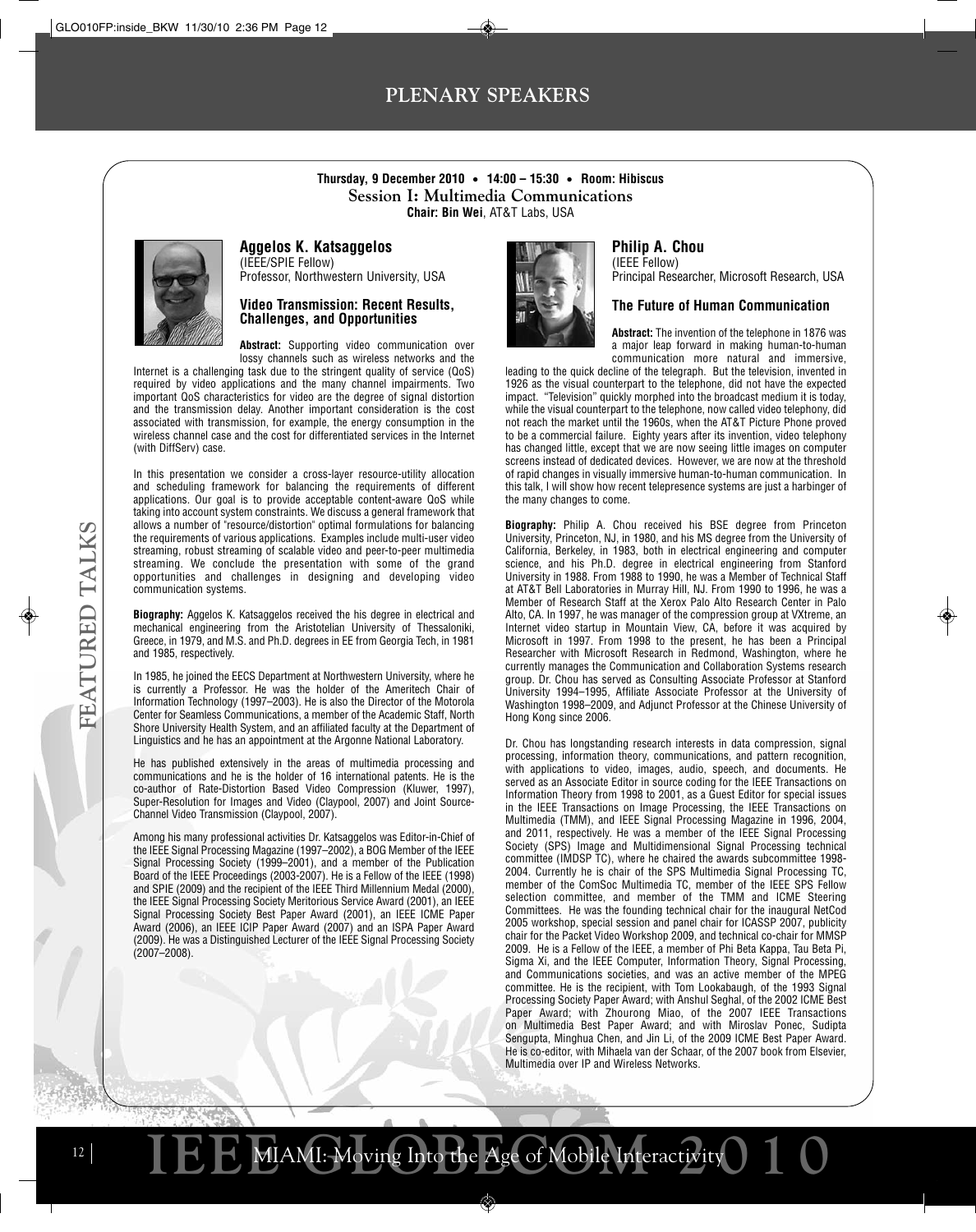# PLENARY SPEAKERS

**Thursday, 9 December 2010 • 14:00 – 15:30 • Room: Hibiscus**

## Session I: Multimedia Communications

**Chair: Bin Wei**, AT&T Labs, USA

### Aggelos K. Katsaggelos

(IEEE/SPIE Fellow)
Professor, Northwestern University, USA

#### Video Transmission: Recent Results, Challenges, and Opportunities

**Abstract:** Supporting video communication over lossy channels such as wireless networks and the Internet is a challenging task due to the stringent quality of service (QoS) required by video applications and the many channel impairments. Two important QoS characteristics for video are the degree of signal distortion and the transmission delay. Another important consideration is the cost associated with transmission, for example, the energy consumption in the wireless channel case and the cost for differentiated services in the Internet (with DiffServ) case.

In this presentation we consider a cross-layer resource-utility allocation and scheduling framework for balancing the requirements of different applications. Our goal is to provide acceptable content-aware QoS while taking into account system constraints. We discuss a general framework that allows a number of "resource/distortion" optimal formulations for balancing the requirements of various applications. Examples include multi-user video streaming, robust streaming of scalable video and peer-to-peer multimedia streaming. We conclude the presentation with some of the grand opportunities and challenges in designing and developing video communication systems.

**Biography:** Aggelos K. Katsaggelos received the his degree in electrical and mechanical engineering from the Aristotelian University of Thessaloniki, Greece, in 1979, and M.S. and Ph.D. degrees in EE from Georgia Tech, in 1981 and 1985, respectively.

In 1985, he joined the EECS Department at Northwestern University, where he is currently a Professor. He was the holder of the Ameritech Chair of Information Technology (1997–2003). He is also the Director of the Motorola Center for Seamless Communications, a member of the Academic Staff, North Shore University Health System, and an affiliated faculty at the Department of Linguistics and he has an appointment at the Argonne National Laboratory.

He has published extensively in the areas of multimedia processing and communications and he is the holder of 16 international patents. He is the co-author of Rate-Distortion Based Video Compression (Kluwer, 1997), Super-Resolution for Images and Video (Claypool, 2007) and Joint Source-Channel Video Transmission (Claypool, 2007).

Among his many professional activities Dr. Katsaggelos was Editor-in-Chief of the IEEE Signal Processing Magazine (1997–2002), a BOG Member of the IEEE Signal Processing Society (1999–2001), and a member of the Publication Board of the IEEE Proceedings (2003-2007). He is a Fellow of the IEEE (1998) and SPIE (2009) and the recipient of the IEEE Third Millennium Medal (2000), the IEEE Signal Processing Society Meritorious Service Award (2001), an IEEE Signal Processing Society Best Paper Award (2001), an IEEE ICME Paper Award (2006), an IEEE ICIP Paper Award (2007) and an ISPA Paper Award (2009). He was a Distinguished Lecturer of the IEEE Signal Processing Society (2007–2008).

### Philip A. Chou

(IEEE Fellow)
Principal Researcher, Microsoft Research, USA

#### The Future of Human Communication

**Abstract:** The invention of the telephone in 1876 was a major leap forward in making human-to-human communication more natural and immersive, leading to the quick decline of the telegraph. But the television, invented in 1926 as the visual counterpart to the telephone, did not have the expected impact. "Television" quickly morphed into the broadcast medium it is today, while the visual counterpart to the telephone, now called video telephony, did not reach the market until the 1960s, when the AT&T Picture Phone proved to be a commercial failure. Eighty years after its invention, video telephony has changed little, except that we are now seeing little images on computer screens instead of dedicated devices. However, we are now at the threshold of rapid changes in visually immersive human-to-human communication. In this talk, I will show how recent telepresence systems are just a harbinger of the many changes to come.

**Biography:** Philip A. Chou received his BSE degree from Princeton University, Princeton, NJ, in 1980, and his MS degree from the University of California, Berkeley, in 1983, both in electrical engineering and computer science, and his Ph.D. degree in electrical engineering from Stanford University in 1988. From 1988 to 1990, he was a Member of Technical Staff at AT&T Bell Laboratories in Murray Hill, NJ. From 1990 to 1996, he was a Member of Research Staff at the Xerox Palo Alto Research Center in Palo Alto, CA. In 1997, he was manager of the compression group at VXtreme, an Internet video startup in Mountain View, CA, before it was acquired by Microsoft in 1997. From 1998 to the present, he has been a Principal Researcher with Microsoft Research in Redmond, Washington, where he currently manages the Communication and Collaboration Systems research group. Dr. Chou has served as Consulting Associate Professor at Stanford University 1994–1995, Affiliate Associate Professor at the University of Washington 1998–2009, and Adjunct Professor at the Chinese University of Hong Kong since 2006.

Dr. Chou has longstanding research interests in data compression, signal processing, information theory, communications, and pattern recognition, with applications to video, images, audio, speech, and documents. He served as an Associate Editor in source coding for the IEEE Transactions on Information Theory from 1998 to 2001, as a Guest Editor for special issues in the IEEE Transactions on Image Processing, the IEEE Transactions on Multimedia (TMM), and IEEE Signal Processing Magazine in 1996, 2004, and 2011, respectively. He was a member of the IEEE Signal Processing Society (SPS) Image and Multidimensional Signal Processing technical committee (IMDSP TC), where he chaired the awards subcommittee 1998-2004. Currently he is chair of the SPS Multimedia Signal Processing TC, member of the ComSoc Multimedia TC, member of the IEEE SPS Fellow selection committee, and member of the TMM and ICME Steering Committees. He was the founding technical chair for the inaugural NetCod 2005 workshop, special session and panel chair for ICASSP 2007, publicity chair for the Packet Video Workshop 2009, and technical co-chair for MMSP 2009. He is a Fellow of the IEEE, a member of Phi Beta Kappa, Tau Beta Pi, Sigma Xi, and the IEEE Computer, Information Theory, Signal Processing, and Communications societies, and was an active member of the MPEG committee. He is the recipient, with Tom Lookabaugh, of the 1993 Signal Processing Society Paper Award; with Anshul Seghal, of the 2002 ICME Best Paper Award; with Zhourong Miao, of the 2007 IEEE Transactions on Multimedia Best Paper Award; and with Miroslav Ponec, Sudipta Sengupta, Minghua Chen, and Jin Li, of the 2009 ICME Best Paper Award. He is co-editor, with Mihaela van der Schaar, of the 2007 book from Elsevier, Multimedia over IP and Wireless Networks.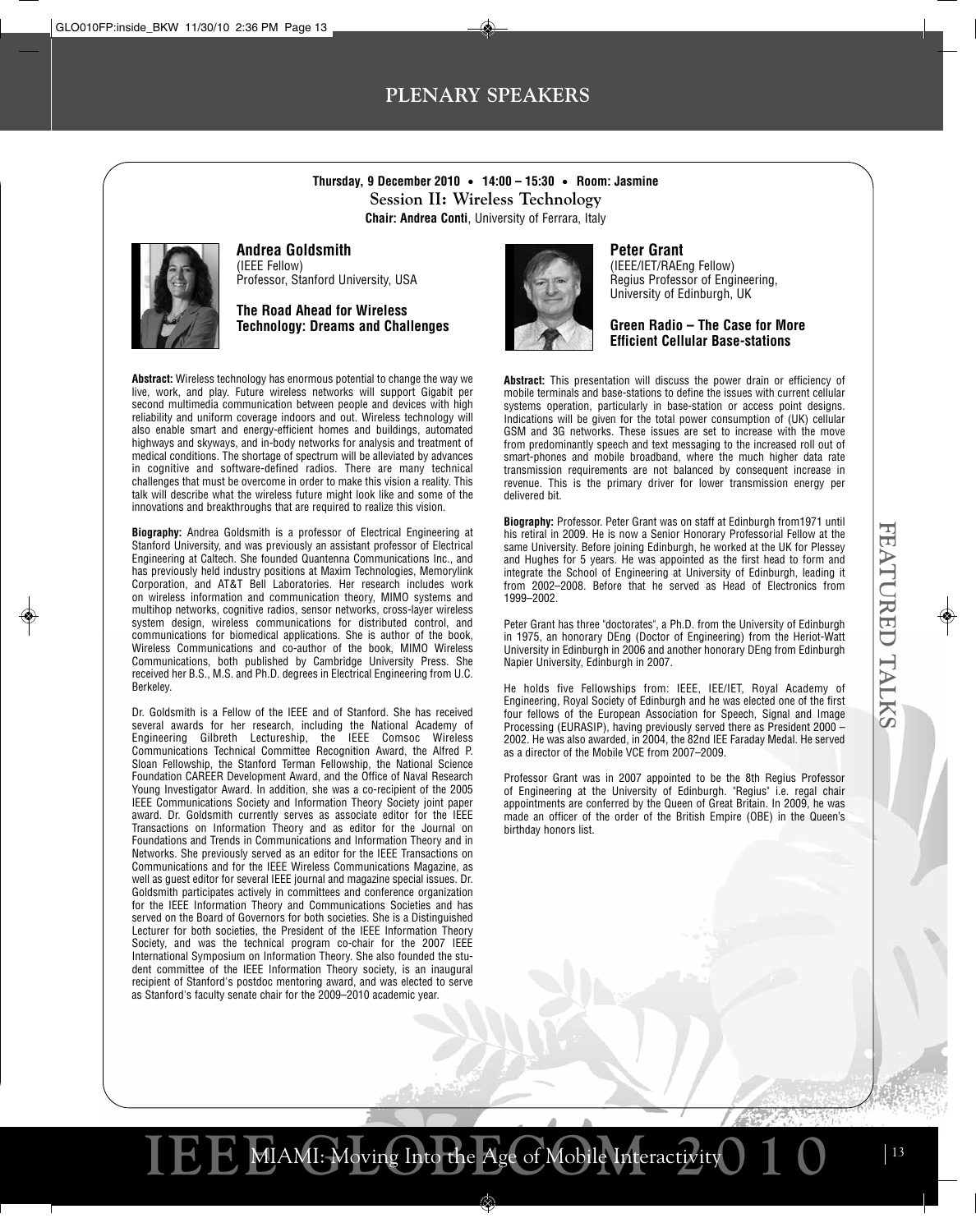# PLENARY SPEAKERS

**Thursday, 9 December 2010 • 14:00 – 15:30 • Room: Jasmine**

## Session II: Wireless Technology

**Chair: Andrea Conti**, University of Ferrara, Italy

### Andrea Goldsmith

(IEEE Fellow)
Professor, Stanford University, USA

**The Road Ahead for Wireless Technology: Dreams and Challenges**

**Abstract:** Wireless technology has enormous potential to change the way we live, work, and play. Future wireless networks will support Gigabit per second multimedia communication between people and devices with high reliability and uniform coverage indoors and out. Wireless technology will also enable smart and energy-efficient homes and buildings, automated highways and skyways, and in-body networks for analysis and treatment of medical conditions. The shortage of spectrum will be alleviated by advances in cognitive and software-defined radios. There are many technical challenges that must be overcome in order to make this vision a reality. This talk will describe what the wireless future might look like and some of the innovations and breakthroughs that are required to realize this vision.

**Biography:** Andrea Goldsmith is a professor of Electrical Engineering at Stanford University, and was previously an assistant professor of Electrical Engineering at Caltech. She founded Quantenna Communications Inc., and has previously held industry positions at Maxim Technologies, Memorylink Corporation, and AT&T Bell Laboratories. Her research includes work on wireless information and communication theory, MIMO systems and multihop networks, cognitive radios, sensor networks, cross-layer wireless system design, wireless communications for distributed control, and communications for biomedical applications. She is author of the book, Wireless Communications and co-author of the book, MIMO Wireless Communications, both published by Cambridge University Press. She received her B.S., M.S. and Ph.D. degrees in Electrical Engineering from U.C. Berkeley.

Dr. Goldsmith is a Fellow of the IEEE and of Stanford. She has received several awards for her research, including the National Academy of Engineering Gilbreth Lectureship, the IEEE Comsoc Wireless Communications Technical Committee Recognition Award, the Alfred P. Sloan Fellowship, the Stanford Terman Fellowship, the National Science Foundation CAREER Development Award, and the Office of Naval Research Young Investigator Award. In addition, she was a co-recipient of the 2005 IEEE Communications Society and Information Theory Society joint paper award. Dr. Goldsmith currently serves as associate editor for the IEEE Transactions on Information Theory and as editor for the Journal on Foundations and Trends in Communications and Information Theory and in Networks. She previously served as an editor for the IEEE Transactions on Communications and for the IEEE Wireless Communications Magazine, as well as guest editor for several IEEE journal and magazine special issues. Dr. Goldsmith participates actively in committees and conference organization for the IEEE Information Theory and Communications Societies and has served on the Board of Governors for both societies. She is a Distinguished Lecturer for both societies, the President of the IEEE Information Theory Society, and was the technical program co-chair for the 2007 IEEE International Symposium on Information Theory. She also founded the student committee of the IEEE Information Theory society, is an inaugural recipient of Stanford's postdoc mentoring award, and was elected to serve as Stanford's faculty senate chair for the 2009–2010 academic year.

### Peter Grant

(IEEE/IET/RAEng Fellow)
Regius Professor of Engineering, University of Edinburgh, UK

**Green Radio – The Case for More Efficient Cellular Base-stations**

**Abstract:** This presentation will discuss the power drain or efficiency of mobile terminals and base-stations to define the issues with current cellular systems operation, particularly in base-station or access point designs. Indications will be given for the total power consumption of (UK) cellular GSM and 3G networks. These issues are set to increase with the move from predominantly speech and text messaging to the increased roll out of smart-phones and mobile broadband, where the much higher data rate transmission requirements are not balanced by consequent increase in revenue. This is the primary driver for lower transmission energy per delivered bit.

**Biography:** Professor. Peter Grant was on staff at Edinburgh from1971 until his retiral in 2009. He is now a Senior Honorary Professorial Fellow at the same University. Before joining Edinburgh, he worked at the UK for Plessey and Hughes for 5 years. He was appointed as the first head to form and integrate the School of Engineering at University of Edinburgh, leading it from 2002–2008. Before that he served as Head of Electronics from 1999–2002.

Peter Grant has three "doctorates", a Ph.D. from the University of Edinburgh in 1975, an honorary DEng (Doctor of Engineering) from the Heriot-Watt University in Edinburgh in 2006 and another honorary DEng from Edinburgh Napier University, Edinburgh in 2007.

He holds five Fellowships from: IEEE, IEE/IET, Royal Academy of Engineering, Royal Society of Edinburgh and he was elected one of the first four fellows of the European Association for Speech, Signal and Image Processing (EURASIP), having previously served there as President 2000 – 2002. He was also awarded, in 2004, the 82nd IEE Faraday Medal. He served as a director of the Mobile VCE from 2007–2009.

Professor Grant was in 2007 appointed to be the 8th Regius Professor of Engineering at the University of Edinburgh. "Regius" i.e. regal chair appointments are conferred by the Queen of Great Britain. In 2009, he was made an officer of the order of the British Empire (OBE) in the Queen's birthday honors list.